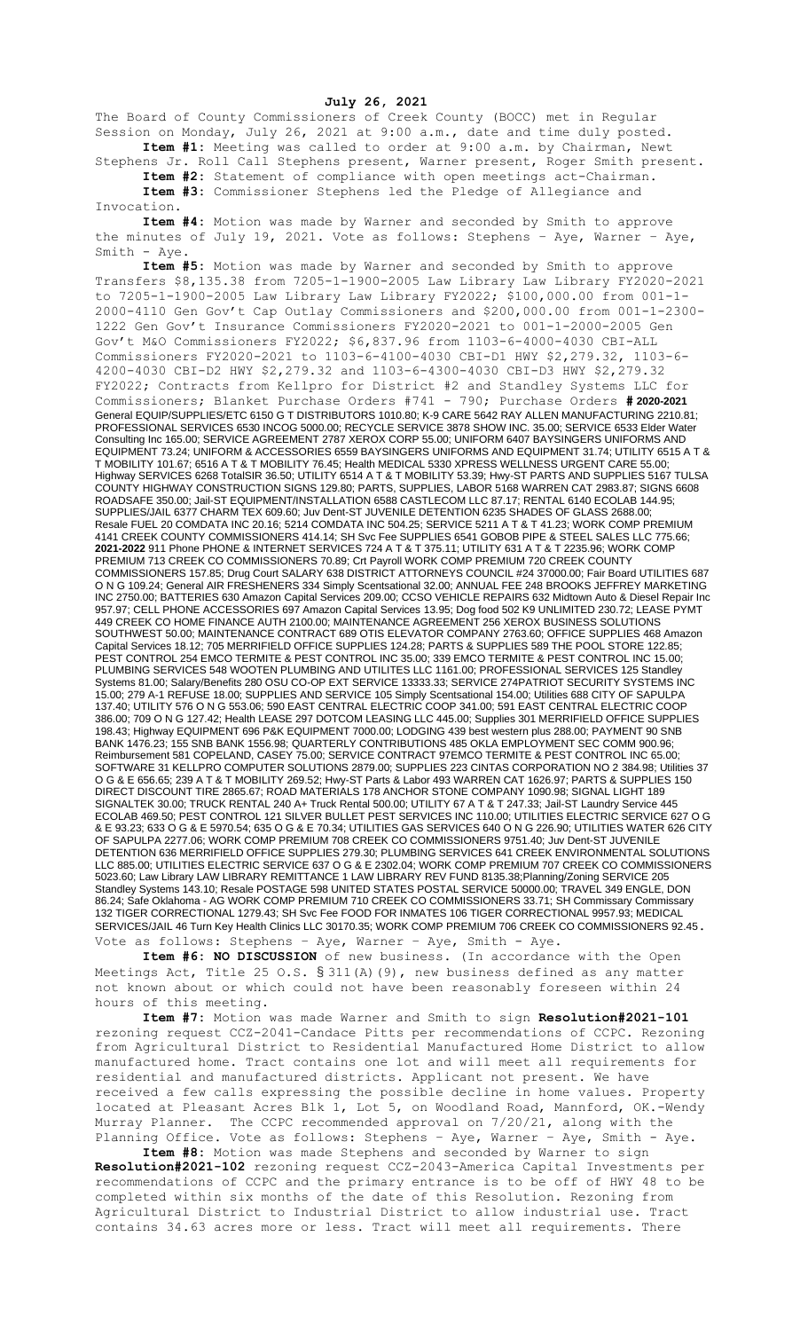**July 26, 2021**

The Board of County Commissioners of Creek County (BOCC) met in Regular Session on Monday, July 26, 2021 at 9:00 a.m., date and time duly posted.

**Item #1:** Meeting was called to order at 9:00 a.m. by Chairman, Newt Stephens Jr. Roll Call Stephens present, Warner present, Roger Smith present.

**Item #2:** Statement of compliance with open meetings act-Chairman.

**Item #3:** Commissioner Stephens led the Pledge of Allegiance and Invocation.

**Item #4:** Motion was made by Warner and seconded by Smith to approve the minutes of July 19, 2021. Vote as follows: Stephens – Aye, Warner – Aye, Smith - Aye.

**Item #5:** Motion was made by Warner and seconded by Smith to approve Transfers $8,135.38 from 7205-1-1900-2005 Law Library Law Library FY2020-2021 to 7205-1-1900-2005 Law Library Law Library FY2022; $100,000.00 from 001-1-2000-4110 Gen Gov't Cap Outlay Commissioners and $200,000.00 from 001-1-2300-1222 Gen Gov't Insurance Commissioners FY2020-2021 to 001-1-2000-2005 Gen Gov't M&O Commissioners FY2022; $6,837.96 from 1103-6-4000-4030 CBI-ALL Commissioners FY2020-2021 to 1103-6-4100-4030 CBI-D1 HWY $2,279.32, 1103-6-4200-4030 CBI-D2 HWY $2,279.32 and 1103-6-4300-4030 CBI-D3 HWY $2,279.32 FY2022; Contracts from Kellpro for District #2 and Standley Systems LLC for Commissioners; Blanket Purchase Orders #741 - 790; Purchase Orders **# 2020-2021** General EQUIP/SUPPLIES/ETC 6150 G T DISTRIBUTORS 1010.80; K-9 CARE 5642 RAY ALLEN MANUFACTURING 2210.81; PROFESSIONAL SERVICES 6530 INCOG 5000.00; RECYCLE SERVICE 3878 SHOW INC. 35.00; SERVICE 6533 Elder Water Consulting Inc 165.00; SERVICE AGREEMENT 2787 XEROX CORP 55.00; UNIFORM 6407 BAYSINGERS UNIFORMS AND EQUIPMENT 73.24; UNIFORM & ACCESSORIES 6559 BAYSINGERS UNIFORMS AND EQUIPMENT 31.74; UTILITY 6515 A T & T MOBILITY 101.67; 6516 A T & T MOBILITY 76.45; Health MEDICAL 5330 XPRESS WELLNESS URGENT CARE 55.00; Highway SERVICES 6268 TotalSIR 36.50; UTILITY 6514 A T & T MOBILITY 53.39; Hwy-ST PARTS AND SUPPLIES 5167 TULSA COUNTY HIGHWAY CONSTRUCTION SIGNS 129.80; PARTS, SUPPLIES, LABOR 5168 WARREN CAT 2983.87; SIGNS 6608 ROADSAFE 350.00; Jail-ST EQUIPMENT/INSTALLATION 6588 CASTLECOM LLC 87.17; RENTAL 6140 ECOLAB 144.95; SUPPLIES/JAIL 6377 CHARM TEX 609.60; Juv Dent-ST JUVENILE DETENTION 6235 SHADES OF GLASS 2688.00; Resale FUEL 20 COMDATA INC 20.16; 5214 COMDATA INC 504.25; SERVICE 5211 A T & T 41.23; WORK COMP PREMIUM 4141 CREEK COUNTY COMMISSIONERS 414.14; SH Svc Fee SUPPLIES 6541 GOBOB PIPE & STEEL SALES LLC 775.66; **2021-2022** 911 Phone PHONE & INTERNET SERVICES 724 A T & T 375.11; UTILITY 631 A T & T 2235.96; WORK COMP PREMIUM 713 CREEK CO COMMISSIONERS 70.89; Crt Payroll WORK COMP PREMIUM 720 CREEK COUNTY COMMISSIONERS 157.85; Drug Court SALARY 638 DISTRICT ATTORNEYS COUNCIL #24 37000.00; Fair Board UTILITIES 687 O N G 109.24; General AIR FRESHENERS 334 Simply Scentsational 32.00; ANNUAL FEE 248 BROOKS JEFFREY MARKETING INC 2750.00; BATTERIES 630 Amazon Capital Services 209.00; CCSO VEHICLE REPAIRS 632 Midtown Auto & Diesel Repair Inc 957.97; CELL PHONE ACCESSORIES 697 Amazon Capital Services 13.95; Dog food 502 K9 UNLIMITED 230.72; LEASE PYMT 449 CREEK CO HOME FINANCE AUTH 2100.00; MAINTENANCE AGREEMENT 256 XEROX BUSINESS SOLUTIONS SOUTHWEST 50.00; MAINTENANCE CONTRACT 689 OTIS ELEVATOR COMPANY 2763.60; OFFICE SUPPLIES 468 Amazon Capital Services 18.12; 705 MERRIFIELD OFFICE SUPPLIES 124.28; PARTS & SUPPLIES 589 THE POOL STORE 122.85; PEST CONTROL 254 EMCO TERMITE & PEST CONTROL INC 35.00; 339 EMCO TERMITE & PEST CONTROL INC 15.00; PLUMBING SERVICES 548 WOOTEN PLUMBING AND UTILITES LLC 1161.00; PROFESSIONAL SERVICES 125 Standley Systems 81.00; Salary/Benefits 280 OSU CO-OP EXT SERVICE 13333.33; SERVICE 274PATRIOT SECURITY SYSTEMS INC 15.00; 279 A-1 REFUSE 18.00; SUPPLIES AND SERVICE 105 Simply Scentsational 154.00; Utilities 688 CITY OF SAPULPA 137.40; UTILITY 576 O N G 553.06; 590 EAST CENTRAL ELECTRIC COOP 341.00; 591 EAST CENTRAL ELECTRIC COOP 386.00; 709 O N G 127.42; Health LEASE 297 DOTCOM LEASING LLC 445.00; Supplies 301 MERRIFIELD OFFICE SUPPLIES 198.43; Highway EQUIPMENT 696 P&K EQUIPMENT 7000.00; LODGING 439 best western plus 288.00; PAYMENT 90 SNB BANK 1476.23; 155 SNB BANK 1556.98; QUARTERLY CONTRIBUTIONS 485 OKLA EMPLOYMENT SEC COMM 900.96; Reimbursement 581 COPELAND, CASEY 75.00; SERVICE CONTRACT 97EMCO TERMITE & PEST CONTROL INC 65.00; SOFTWARE 31 KELLPRO COMPUTER SOLUTIONS 2879.00; SUPPLIES 223 CINTAS CORPORATION NO 2 384.98; Utilities 37 O G & E 656.65; 239 A T & T MOBILITY 269.52; Hwy-ST Parts & Labor 493 WARREN CAT 1626.97; PARTS & SUPPLIES 150 DIRECT DISCOUNT TIRE 2865.67; ROAD MATERIALS 178 ANCHOR STONE COMPANY 1090.98; SIGNAL LIGHT 189 SIGNALTEK 30.00; TRUCK RENTAL 240 A+ Truck Rental 500.00; UTILITY 67 A T & T 247.33; Jail-ST Laundry Service 445 ECOLAB 469.50; PEST CONTROL 121 SILVER BULLET PEST SERVICES INC 110.00; UTILITIES ELECTRIC SERVICE 627 O G & E 93.23; 633 O G & E 5970.54; 635 O G & E 70.34; UTILITIES GAS SERVICES 640 O N G 226.90; UTILITIES WATER 626 CITY OF SAPULPA 2277.06; WORK COMP PREMIUM 708 CREEK CO COMMISSIONERS 9751.40; Juv Dent-ST JUVENILE DETENTION 636 MERRIFIELD OFFICE SUPPLIES 279.30; PLUMBING SERVICES 641 CREEK ENVIRONMENTAL SOLUTIONS LLC 885.00; UTILITIES ELECTRIC SERVICE 637 O G & E 2302.04; WORK COMP PREMIUM 707 CREEK CO COMMISSIONERS 5023.60; Law Library LAW LIBRARY REMITTANCE 1 LAW LIBRARY REV FUND 8135.38;Planning/Zoning SERVICE 205 Standley Systems 143.10; Resale POSTAGE 598 UNITED STATES POSTAL SERVICE 50000.00; TRAVEL 349 ENGLE, DON 86.24; Safe Oklahoma - AG WORK COMP PREMIUM 710 CREEK CO COMMISSIONERS 33.71; SH Commissary Commissary 132 TIGER CORRECTIONAL 1279.43; SH Svc Fee FOOD FOR INMATES 106 TIGER CORRECTIONAL 9957.93; MEDICAL SERVICES/JAIL 46 Turn Key Health Clinics LLC 30170.35; WORK COMP PREMIUM 706 CREEK CO COMMISSIONERS 92.45. Vote as follows: Stephens – Aye, Warner – Aye, Smith - Aye.

**Item #6: NO DISCUSSION** of new business. (In accordance with the Open Meetings Act, Title 25 O.S. § 311(A)(9), new business defined as any matter not known about or which could not have been reasonably foreseen within 24 hours of this meeting.

**Item #7:** Motion was made Warner and Smith to sign **Resolution#2021-101** rezoning request CCZ-2041-Candace Pitts per recommendations of CCPC. Rezoning from Agricultural District to Residential Manufactured Home District to allow manufactured home. Tract contains one lot and will meet all requirements for residential and manufactured districts. Applicant not present. We have received a few calls expressing the possible decline in home values. Property located at Pleasant Acres Blk 1, Lot 5, on Woodland Road, Mannford, OK.-Wendy Murray Planner. The CCPC recommended approval on 7/20/21, along with the Planning Office. Vote as follows: Stephens – Aye, Warner – Aye, Smith - Aye.

**Item #8:** Motion was made Stephens and seconded by Warner to sign **Resolution#2021-102** rezoning request CCZ-2043-America Capital Investments per recommendations of CCPC and the primary entrance is to be off of HWY 48 to be completed within six months of the date of this Resolution. Rezoning from Agricultural District to Industrial District to allow industrial use. Tract contains 34.63 acres more or less. Tract will meet all requirements. There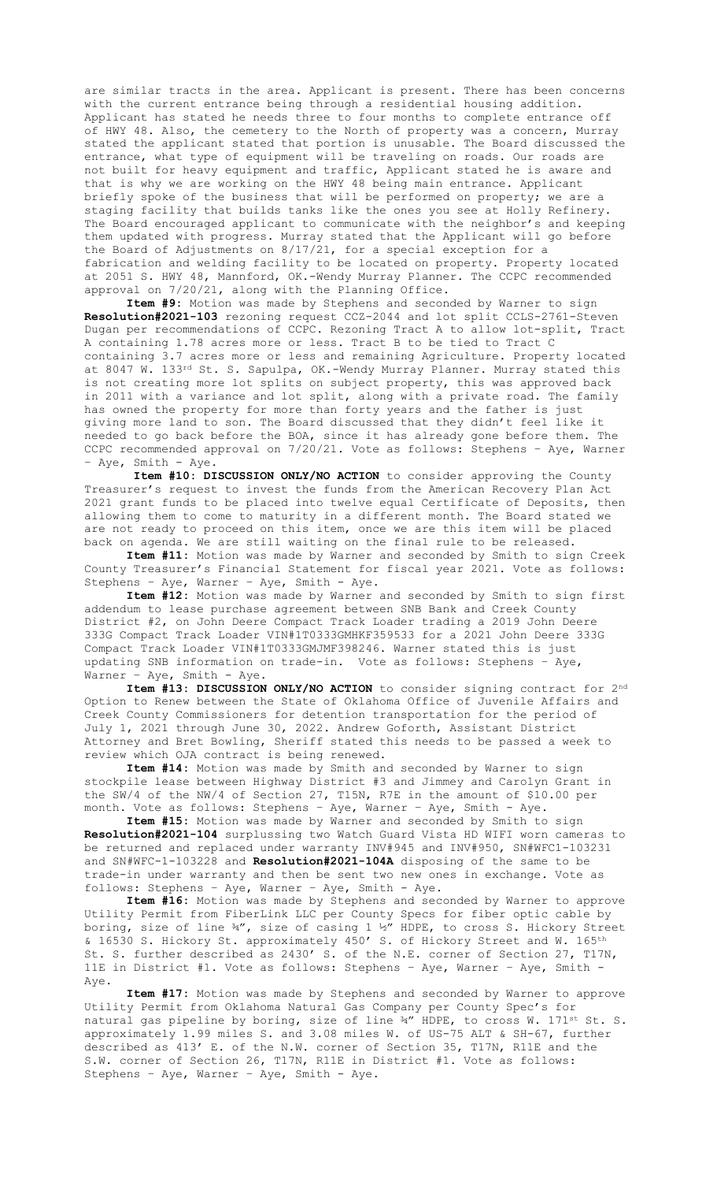are similar tracts in the area. Applicant is present. There has been concerns with the current entrance being through a residential housing addition. Applicant has stated he needs three to four months to complete entrance off of HWY 48. Also, the cemetery to the North of property was a concern, Murray stated the applicant stated that portion is unusable. The Board discussed the entrance, what type of equipment will be traveling on roads. Our roads are not built for heavy equipment and traffic, Applicant stated he is aware and that is why we are working on the HWY 48 being main entrance. Applicant briefly spoke of the business that will be performed on property; we are a staging facility that builds tanks like the ones you see at Holly Refinery. The Board encouraged applicant to communicate with the neighbor's and keeping them updated with progress. Murray stated that the Applicant will go before the Board of Adjustments on 8/17/21, for a special exception for a fabrication and welding facility to be located on property. Property located at 2051 S. HWY 48, Mannford, OK.-Wendy Murray Planner. The CCPC recommended approval on 7/20/21, along with the Planning Office.

**Item #9:** Motion was made by Stephens and seconded by Warner to sign **Resolution#2021-103** rezoning request CCZ-2044 and lot split CCLS-2761-Steven Dugan per recommendations of CCPC. Rezoning Tract A to allow lot-split, Tract A containing 1.78 acres more or less. Tract B to be tied to Tract C containing 3.7 acres more or less and remaining Agriculture. Property located at 8047 W. 133rd St. S. Sapulpa, OK.-Wendy Murray Planner. Murray stated this is not creating more lot splits on subject property, this was approved back in 2011 with a variance and lot split, along with a private road. The family has owned the property for more than forty years and the father is just giving more land to son. The Board discussed that they didn't feel like it needed to go back before the BOA, since it has already gone before them. The CCPC recommended approval on 7/20/21. Vote as follows: Stephens – Aye, Warner – Aye, Smith - Aye.

**Item #10: DISCUSSION ONLY/NO ACTION** to consider approving the County Treasurer's request to invest the funds from the American Recovery Plan Act 2021 grant funds to be placed into twelve equal Certificate of Deposits, then allowing them to come to maturity in a different month. The Board stated we are not ready to proceed on this item, once we are this item will be placed back on agenda. We are still waiting on the final rule to be released.

**Item #11:** Motion was made by Warner and seconded by Smith to sign Creek County Treasurer's Financial Statement for fiscal year 2021. Vote as follows: Stephens – Aye, Warner – Aye, Smith - Aye.

**Item #12:** Motion was made by Warner and seconded by Smith to sign first addendum to lease purchase agreement between SNB Bank and Creek County District #2, on John Deere Compact Track Loader trading a 2019 John Deere 333G Compact Track Loader VIN#1T0333GMHKF359533 for a 2021 John Deere 333G Compact Track Loader VIN#1T0333GMJMF398246. Warner stated this is just updating SNB information on trade-in. Vote as follows: Stephens – Aye, Warner – Aye, Smith - Aye.

**Item #13: DISCUSSION ONLY/NO ACTION** to consider signing contract for 2nd Option to Renew between the State of Oklahoma Office of Juvenile Affairs and Creek County Commissioners for detention transportation for the period of July 1, 2021 through June 30, 2022. Andrew Goforth, Assistant District Attorney and Bret Bowling, Sheriff stated this needs to be passed a week to review which OJA contract is being renewed.

**Item #14:** Motion was made by Smith and seconded by Warner to sign stockpile lease between Highway District #3 and Jimmey and Carolyn Grant in the SW/4 of the NW/4 of Section 27, T15N, R7E in the amount of $10.00 per month. Vote as follows: Stephens – Aye, Warner – Aye, Smith - Aye.

**Item #15:** Motion was made by Warner and seconded by Smith to sign **Resolution#2021-104** surplussing two Watch Guard Vista HD WIFI worn cameras to be returned and replaced under warranty INV#945 and INV#950, SN#WFC1-103231 and SN#WFC-1-103228 and **Resolution#2021-104A** disposing of the same to be trade-in under warranty and then be sent two new ones in exchange. Vote as follows: Stephens – Aye, Warner – Aye, Smith - Aye.

**Item #16:** Motion was made by Stephens and seconded by Warner to approve Utility Permit from FiberLink LLC per County Specs for fiber optic cable by boring, size of line ¾", size of casing 1 ½" HDPE, to cross S. Hickory Street & 16530 S. Hickory St. approximately 450' S. of Hickory Street and W. 165th St. S. further described as 2430' S. of the N.E. corner of Section 27, T17N, 11E in District #1. Vote as follows: Stephens – Aye, Warner – Aye, Smith - Aye.

**Item #17:** Motion was made by Stephens and seconded by Warner to approve Utility Permit from Oklahoma Natural Gas Company per County Spec's for natural gas pipeline by boring, size of line ¾" HDPE, to cross W. 171st St. S. approximately 1.99 miles S. and 3.08 miles W. of US-75 ALT & SH-67, further described as 413' E. of the N.W. corner of Section 35, T17N, R11E and the S.W. corner of Section 26, T17N, R11E in District #1. Vote as follows: Stephens – Aye, Warner – Aye, Smith - Aye.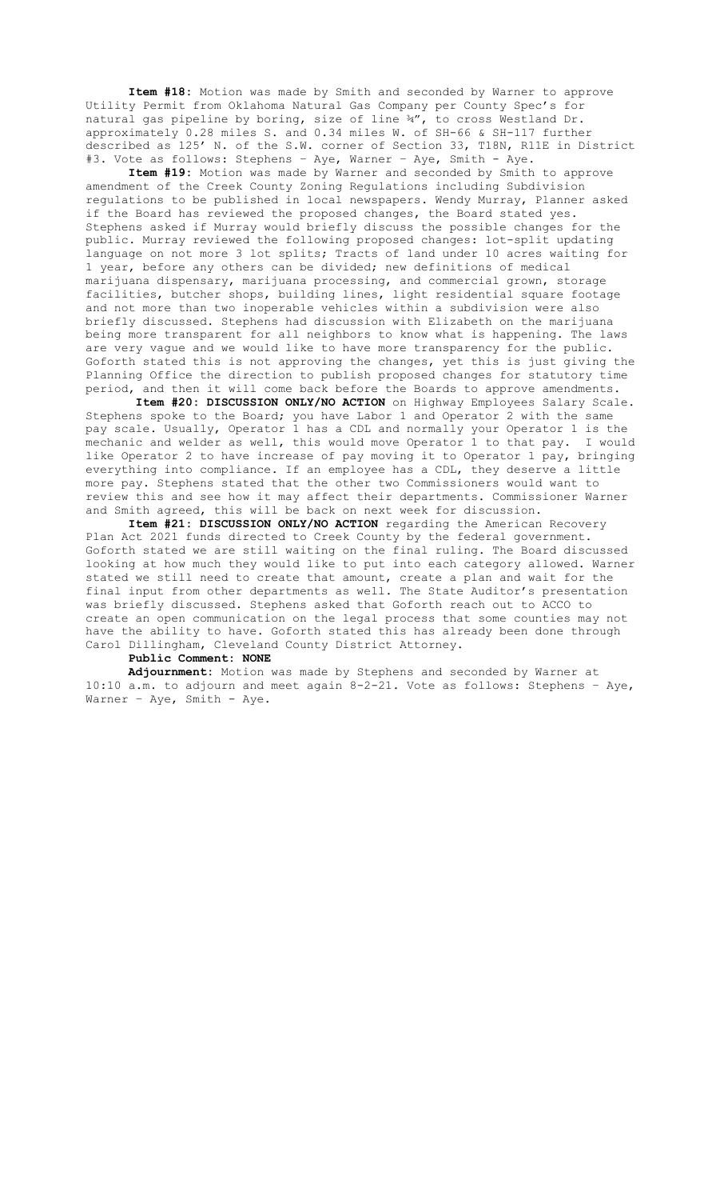**Item #18:** Motion was made by Smith and seconded by Warner to approve Utility Permit from Oklahoma Natural Gas Company per County Spec's for natural gas pipeline by boring, size of line ¾", to cross Westland Dr. approximately 0.28 miles S. and 0.34 miles W. of SH-66 & SH-117 further described as 125' N. of the S.W. corner of Section 33, T18N, R11E in District #3. Vote as follows: Stephens – Aye, Warner – Aye, Smith - Aye.

**Item #19:** Motion was made by Warner and seconded by Smith to approve amendment of the Creek County Zoning Regulations including Subdivision regulations to be published in local newspapers. Wendy Murray, Planner asked if the Board has reviewed the proposed changes, the Board stated yes. Stephens asked if Murray would briefly discuss the possible changes for the public. Murray reviewed the following proposed changes: lot-split updating language on not more 3 lot splits; Tracts of land under 10 acres waiting for 1 year, before any others can be divided; new definitions of medical marijuana dispensary, marijuana processing, and commercial grown, storage facilities, butcher shops, building lines, light residential square footage and not more than two inoperable vehicles within a subdivision were also briefly discussed. Stephens had discussion with Elizabeth on the marijuana being more transparent for all neighbors to know what is happening. The laws are very vague and we would like to have more transparency for the public. Goforth stated this is not approving the changes, yet this is just giving the Planning Office the direction to publish proposed changes for statutory time period, and then it will come back before the Boards to approve amendments.

**Item #20: DISCUSSION ONLY/NO ACTION** on Highway Employees Salary Scale. Stephens spoke to the Board; you have Labor 1 and Operator 2 with the same pay scale. Usually, Operator 1 has a CDL and normally your Operator 1 is the mechanic and welder as well, this would move Operator 1 to that pay. I would like Operator 2 to have increase of pay moving it to Operator 1 pay, bringing everything into compliance. If an employee has a CDL, they deserve a little more pay. Stephens stated that the other two Commissioners would want to review this and see how it may affect their departments. Commissioner Warner and Smith agreed, this will be back on next week for discussion.

**Item #21: DISCUSSION ONLY/NO ACTION** regarding the American Recovery Plan Act 2021 funds directed to Creek County by the federal government. Goforth stated we are still waiting on the final ruling. The Board discussed looking at how much they would like to put into each category allowed. Warner stated we still need to create that amount, create a plan and wait for the final input from other departments as well. The State Auditor's presentation was briefly discussed. Stephens asked that Goforth reach out to ACCO to create an open communication on the legal process that some counties may not have the ability to have. Goforth stated this has already been done through Carol Dillingham, Cleveland County District Attorney.

**Public Comment: NONE**

**Adjournment:** Motion was made by Stephens and seconded by Warner at 10:10 a.m. to adjourn and meet again 8-2-21. Vote as follows: Stephens – Aye, Warner – Aye, Smith - Aye.